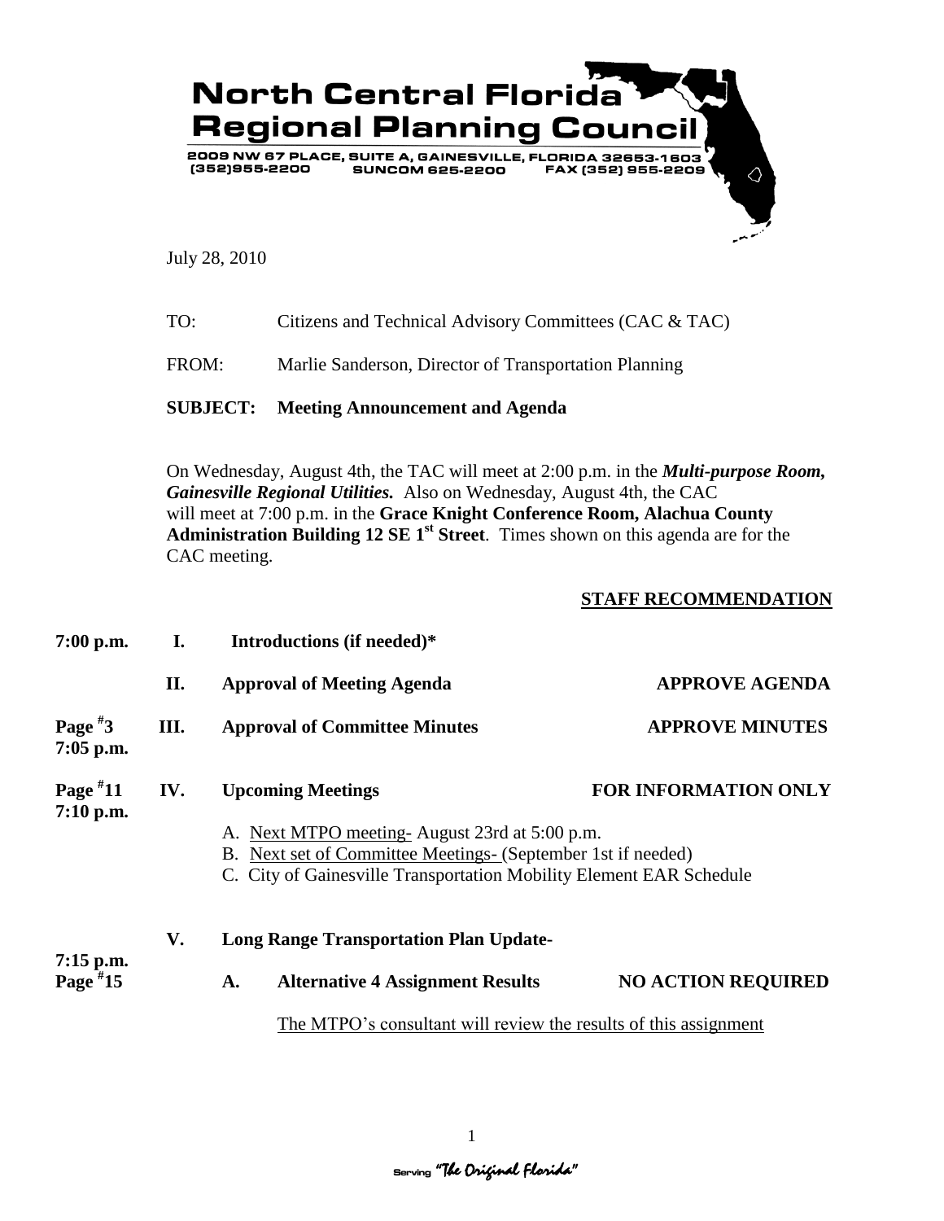# North Central Florida Regional Planning Council

2009 NW 67 PLACE, SUITE A, GAINESVILLE, FLORIDA 32653-1603
(352)955-2200 SUNCOM 625-2200 FAX (352) 955-2209

July 28, 2010

TO: Citizens and Technical Advisory Committees (CAC & TAC)

FROM: Marlie Sanderson, Director of Transportation Planning

**SUBJECT: Meeting Announcement and Agenda**

On Wednesday, August 4th, the TAC will meet at 2:00 p.m. in the ***Multi-purpose Room, Gainesville Regional Utilities.*** Also on Wednesday, August 4th, the CAC will meet at 7:00 p.m. in the **Grace Knight Conference Room, Alachua County Administration Building 12 SE 1st Street**. Times shown on this agenda are for the CAC meeting.

**STAFF RECOMMENDATION**

**7:00 p.m. I. Introductions (if needed)***

**II. Approval of Meeting Agenda** — **APPROVE AGENDA**

**Page #3, 7:05 p.m. III. Approval of Committee Minutes** — **APPROVE MINUTES**

**Page #11, 7:10 p.m. IV. Upcoming Meetings** — **FOR INFORMATION ONLY**

A. Next MTPO meeting- August 23rd at 5:00 p.m.
B. Next set of Committee Meetings- (September 1st if needed)
C. City of Gainesville Transportation Mobility Element EAR Schedule

**V. Long Range Transportation Plan Update-**

**7:15 p.m., Page #15 A. Alternative 4 Assignment Results** — **NO ACTION REQUIRED**

The MTPO's consultant will review the results of this assignment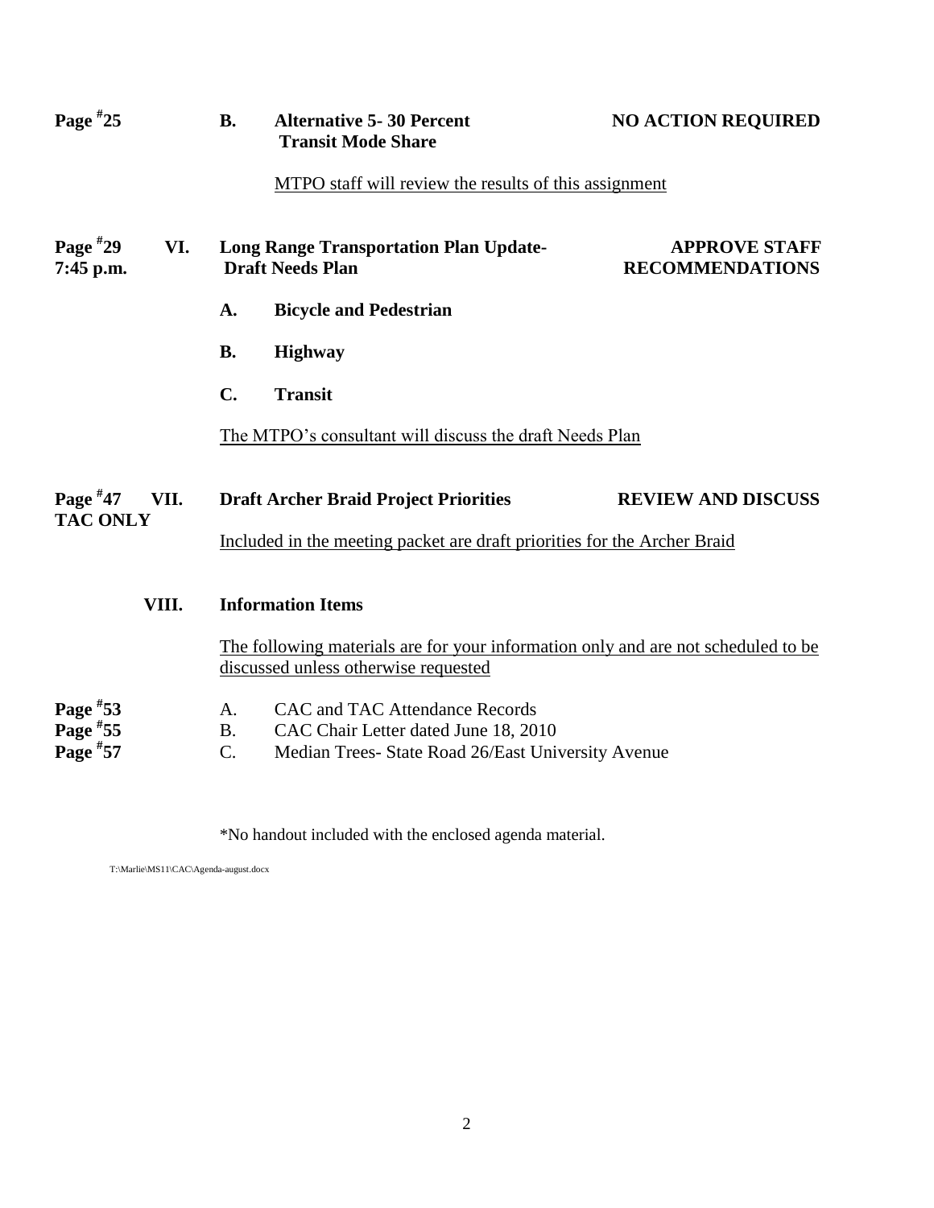**Page #25** **B. Alternative 5- 30 Percent Transit Mode Share** **NO ACTION REQUIRED**

MTPO staff will review the results of this assignment

**Page #29 7:45 p.m.** **VI. Long Range Transportation Plan Update- Draft Needs Plan** **APPROVE STAFF RECOMMENDATIONS**

**A. Bicycle and Pedestrian**

**B. Highway**

**C. Transit**

The MTPO's consultant will discuss the draft Needs Plan

**Page #47 TAC ONLY** **VII. Draft Archer Braid Project Priorities** **REVIEW AND DISCUSS**

Included in the meeting packet are draft priorities for the Archer Braid

**VIII. Information Items**

The following materials are for your information only and are not scheduled to be discussed unless otherwise requested

**Page #53** A. CAC and TAC Attendance Records
**Page #55** B. CAC Chair Letter dated June 18, 2010
**Page #57** C. Median Trees- State Road 26/East University Avenue

*No handout included with the enclosed agenda material.

T:\Marlie\MS11\CAC\Agenda-august.docx